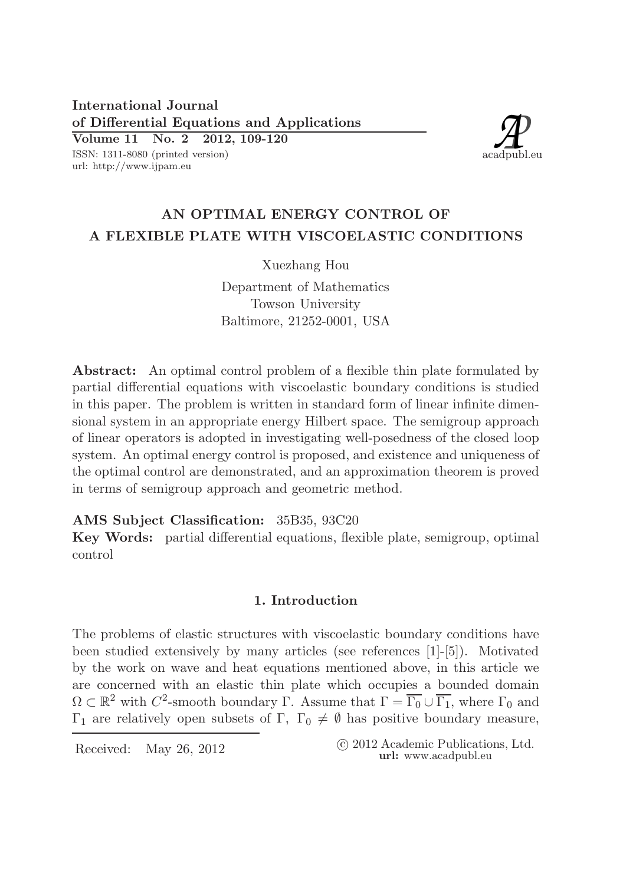# AN OPTIMAL ENERGY CONTROL OF A FLEXIBLE PLATE WITH VISCOELASTIC CONDITIONS

Xuezhang Hou

Department of Mathematics
Towson University
Baltimore, 21252-0001, USA

**Abstract:** An optimal control problem of a flexible thin plate formulated by partial differential equations with viscoelastic boundary conditions is studied in this paper. The problem is written in standard form of linear infinite dimensional system in an appropriate energy Hilbert space. The semigroup approach of linear operators is adopted in investigating well-posedness of the closed loop system. An optimal energy control is proposed, and existence and uniqueness of the optimal control are demonstrated, and an approximation theorem is proved in terms of semigroup approach and geometric method.

**AMS Subject Classification:** 35B35, 93C20

**Key Words:** partial differential equations, flexible plate, semigroup, optimal control

## 1. Introduction

The problems of elastic structures with viscoelastic boundary conditions have been studied extensively by many articles (see references [1]-[5]). Motivated by the work on wave and heat equations mentioned above, in this article we are concerned with an elastic thin plate which occupies a bounded domain $\Omega \subset \mathbb{R}^2$ with $C^2$-smooth boundary $\Gamma$. Assume that $\Gamma = \overline{\Gamma_0} \cup \overline{\Gamma_1}$, where $\Gamma_0$ and $\Gamma_1$ are relatively open subsets of $\Gamma$, $\Gamma_0 \neq \emptyset$ has positive boundary measure,

Received: May 26, 2012

© 2012 Academic Publications, Ltd.
**url:** www.acadpubl.eu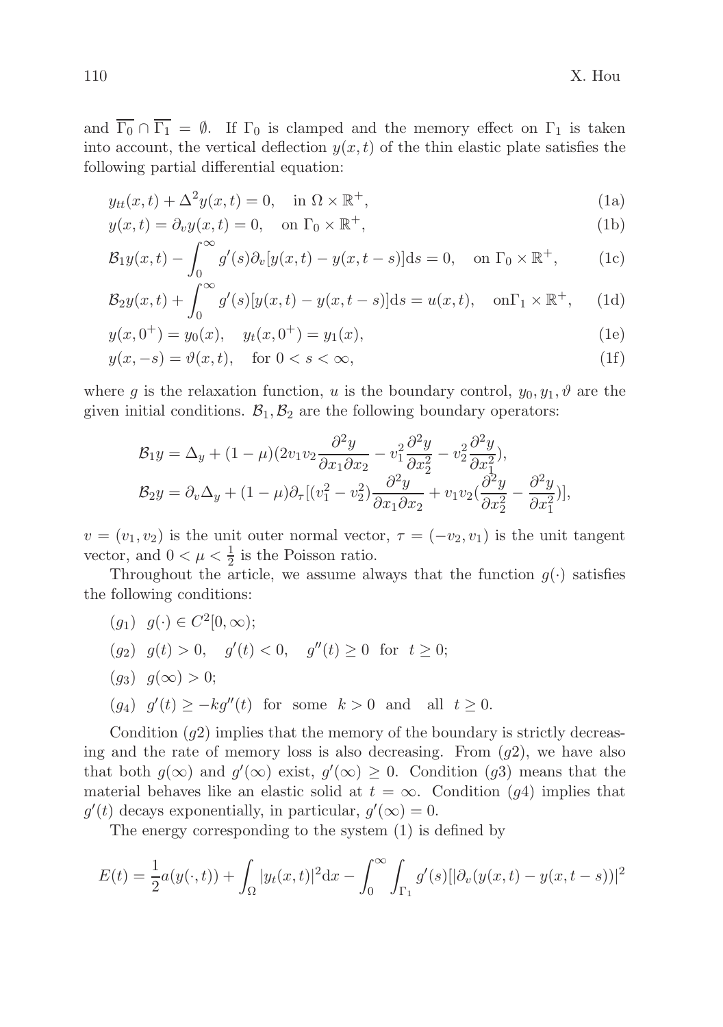and $\overline{\Gamma_0} \cap \overline{\Gamma_1} = \emptyset$. If $\Gamma_0$ is clamped and the memory effect on $\Gamma_1$ is taken into account, the vertical deflection $y(x,t)$ of the thin elastic plate satisfies the following partial differential equation:

$$y_{tt}(x,t) + \Delta^2 y(x,t) = 0, \quad \text{in } \Omega \times \mathbb{R}^+, \tag{1a}$$

$$y(x,t) = \partial_v y(x,t) = 0, \quad \text{on } \Gamma_0 \times \mathbb{R}^+, \tag{1b}$$

$$\mathcal{B}_1 y(x,t) - \int_0^\infty g'(s)\partial_v[y(x,t) - y(x,t-s)]\mathrm{d}s = 0, \quad \text{on } \Gamma_0 \times \mathbb{R}^+, \tag{1c}$$

$$\mathcal{B}_2 y(x,t) + \int_0^\infty g'(s)[y(x,t) - y(x,t-s)]\mathrm{d}s = u(x,t), \quad \text{on} \Gamma_1 \times \mathbb{R}^+, \tag{1d}$$

$$y(x,0^+) = y_0(x), \quad y_t(x,0^+) = y_1(x), \tag{1e}$$

$$y(x,-s) = \vartheta(x,t), \quad \text{for } 0 < s < \infty, \tag{1f}$$

where $g$ is the relaxation function, $u$ is the boundary control, $y_0, y_1, \vartheta$ are the given initial conditions. $\mathcal{B}_1, \mathcal{B}_2$ are the following boundary operators:

$$\mathcal{B}_1 y = \Delta_y + (1-\mu)(2v_1 v_2 \frac{\partial^2 y}{\partial x_1 \partial x_2} - v_1^2 \frac{\partial^2 y}{\partial x_2^2} - v_2^2 \frac{\partial^2 y}{\partial x_1^2}),$$

$$\mathcal{B}_2 y = \partial_v \Delta_y + (1-\mu)\partial_\tau[(v_1^2 - v_2^2)\frac{\partial^2 y}{\partial x_1 \partial x_2} + v_1 v_2(\frac{\partial^2 y}{\partial x_2^2} - \frac{\partial^2 y}{\partial x_1^2})],$$

$v = (v_1, v_2)$ is the unit outer normal vector, $\tau = (-v_2, v_1)$ is the unit tangent vector, and $0 < \mu < \frac{1}{2}$ is the Poisson ratio.

Throughout the article, we assume always that the function $g(\cdot)$ satisfies the following conditions:

- $(g_1)$ $g(\cdot) \in C^2[0,\infty)$;
- $(g_2)$ $g(t) > 0, \quad g'(t) < 0, \quad g''(t) \geq 0$ for $t \geq 0$;
- $(g_3)$ $g(\infty) > 0$;
- $(g_4)$ $g'(t) \geq -kg''(t)$ for some $k > 0$ and all $t \geq 0$.

Condition $(g2)$ implies that the memory of the boundary is strictly decreasing and the rate of memory loss is also decreasing. From $(g2)$, we have also that both $g(\infty)$ and $g'(\infty)$ exist, $g'(\infty) \geq 0$. Condition $(g3)$ means that the material behaves like an elastic solid at $t = \infty$. Condition $(g4)$ implies that $g'(t)$ decays exponentially, in particular, $g'(\infty) = 0$.

The energy corresponding to the system (1) is defined by

$$E(t) = \frac{1}{2}a(y(\cdot,t)) + \int_\Omega |y_t(x,t)|^2 \mathrm{d}x - \int_0^\infty \int_{\Gamma_1} g'(s)[|\partial_v(y(x,t) - y(x,t-s))|^2$$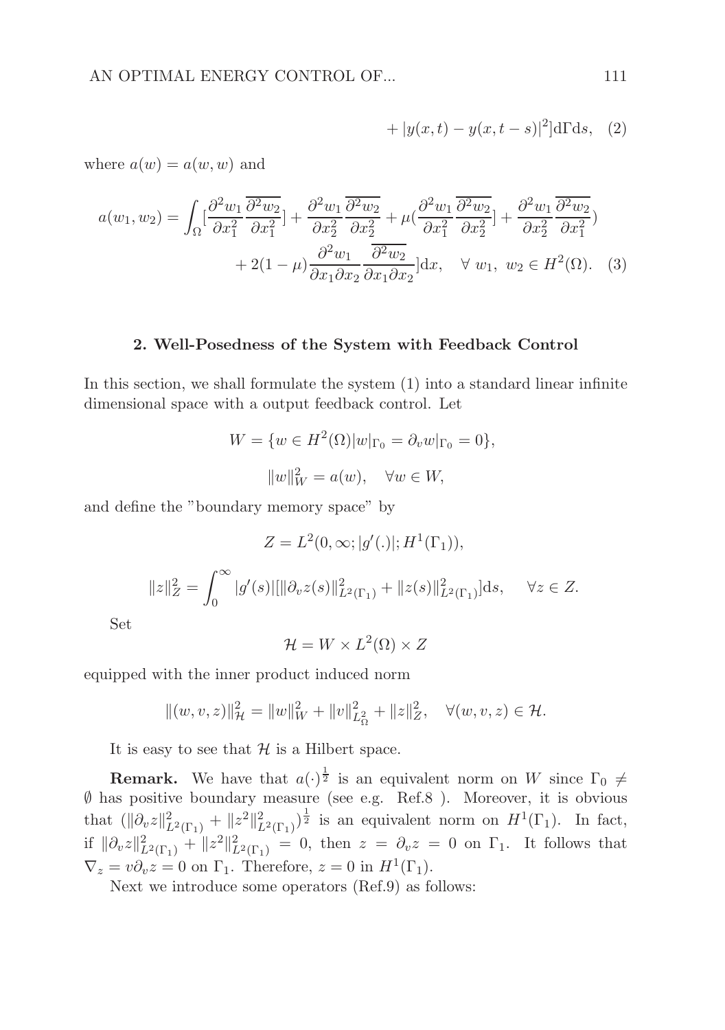$$+ |y(x,t) - y(x,t-s)|^2] \mathrm{d}\Gamma \mathrm{d}s, \quad (2)$$

where $a(w) = a(w,w)$ and

$$a(w_1, w_2) = \int_\Omega [\frac{\partial^2 w_1}{\partial x_1^2}\overline{\frac{\partial^2 w_2}{\partial x_1^2}}] + \frac{\partial^2 w_1}{\partial x_2^2}\overline{\frac{\partial^2 w_2}{\partial x_2^2}} + \mu(\frac{\partial^2 w_1}{\partial x_1^2}\overline{\frac{\partial^2 w_2}{\partial x_2^2}}] + \frac{\partial^2 w_1}{\partial x_2^2}\overline{\frac{\partial^2 w_2}{\partial x_1^2}})$$
$$+ 2(1-\mu)\frac{\partial^2 w_1}{\partial x_1 \partial x_2}\overline{\frac{\partial^2 w_2}{\partial x_1 \partial x_2}}]\mathrm{d}x, \quad \forall\ w_1,\ w_2 \in H^2(\Omega). \quad (3)$$

## 2. Well-Posedness of the System with Feedback Control

In this section, we shall formulate the system (1) into a standard linear infinite dimensional space with a output feedback control. Let

$$W = \{w \in H^2(\Omega) | w|_{\Gamma_0} = \partial_v w|_{\Gamma_0} = 0\},$$

$$\|w\|_W^2 = a(w), \quad \forall w \in W,$$

and define the "boundary memory space" by

$$Z = L^2(0,\infty; |g'(.)|; H^1(\Gamma_1)),$$

$$\|z\|_Z^2 = \int_0^\infty |g'(s)|[\|\partial_v z(s)\|_{L^2(\Gamma_1)}^2 + \|z(s)\|_{L^2(\Gamma_1)}^2]\mathrm{d}s, \quad \forall z \in Z.$$

Set

$$\mathcal{H} = W \times L^2(\Omega) \times Z$$

equipped with the inner product induced norm

$$\|(w,v,z)\|_{\mathcal{H}}^2 = \|w\|_W^2 + \|v\|_{L^2_\Omega}^2 + \|z\|_Z^2, \quad \forall (w,v,z) \in \mathcal{H}.$$

It is easy to see that $\mathcal{H}$ is a Hilbert space.

**Remark.** We have that $a(\cdot)^{\frac{1}{2}}$ is an equivalent norm on $W$ since $\Gamma_0 \neq \emptyset$ has positive boundary measure (see e.g. Ref.8 ). Moreover, it is obvious that $(\|\partial_v z\|_{L^2(\Gamma_1)}^2 + \|z^2\|_{L^2(\Gamma_1)}^2)^{\frac{1}{2}}$ is an equivalent norm on $H^1(\Gamma_1)$. In fact, if $\|\partial_v z\|_{L^2(\Gamma_1)}^2 + \|z^2\|_{L^2(\Gamma_1)}^2 = 0$, then $z = \partial_v z = 0$ on $\Gamma_1$. It follows that $\nabla_z = v\partial_v z = 0$ on $\Gamma_1$. Therefore, $z = 0$ in $H^1(\Gamma_1)$.

Next we introduce some operators (Ref.9) as follows: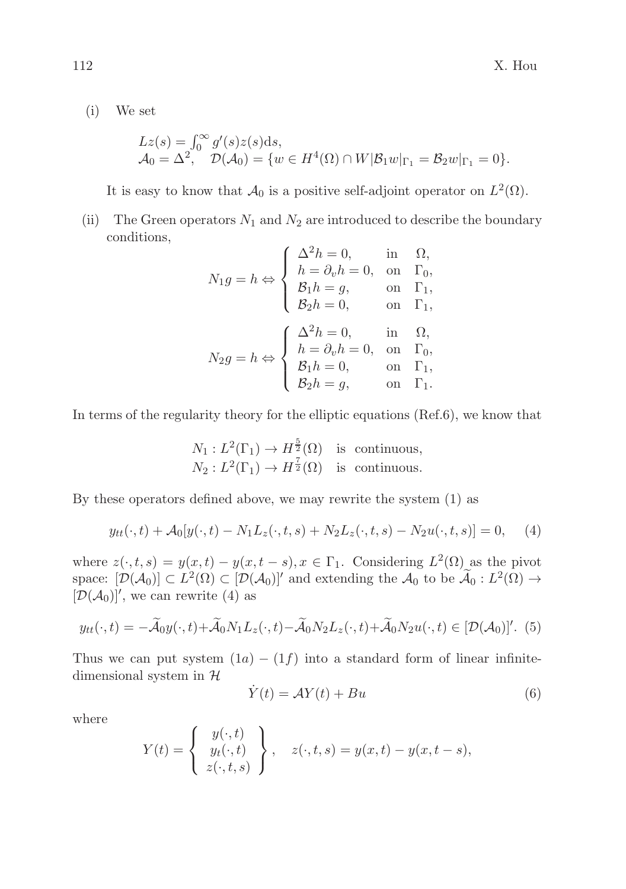(i) We set

$$Lz(s) = \int_0^\infty g'(s)z(s)\mathrm{d}s,$$
$$\mathcal{A}_0 = \Delta^2, \quad \mathcal{D}(\mathcal{A}_0) = \{w \in H^4(\Omega) \cap W | \mathcal{B}_1 w|_{\Gamma_1} = \mathcal{B}_2 w|_{\Gamma_1} = 0\}.$$

It is easy to know that $\mathcal{A}_0$ is a positive self-adjoint operator on $L^2(\Omega)$.

(ii) The Green operators $N_1$ and $N_2$ are introduced to describe the boundary conditions,

$$N_1 g = h \Leftrightarrow \begin{cases} \Delta^2 h = 0, & \text{in} \quad \Omega, \\ h = \partial_v h = 0, & \text{on} \quad \Gamma_0, \\ \mathcal{B}_1 h = g, & \text{on} \quad \Gamma_1, \\ \mathcal{B}_2 h = 0, & \text{on} \quad \Gamma_1, \end{cases}$$

$$N_2 g = h \Leftrightarrow \begin{cases} \Delta^2 h = 0, & \text{in} \quad \Omega, \\ h = \partial_v h = 0, & \text{on} \quad \Gamma_0, \\ \mathcal{B}_1 h = 0, & \text{on} \quad \Gamma_1, \\ \mathcal{B}_2 h = g, & \text{on} \quad \Gamma_1. \end{cases}$$

In terms of the regularity theory for the elliptic equations (Ref.6), we know that

$$N_1 : L^2(\Gamma_1) \to H^{\frac{5}{2}}(\Omega) \quad \text{is continuous},$$
$$N_2 : L^2(\Gamma_1) \to H^{\frac{7}{2}}(\Omega) \quad \text{is continuous}.$$

By these operators defined above, we may rewrite the system (1) as

$$y_{tt}(\cdot,t) + \mathcal{A}_0[y(\cdot,t) - N_1 L_z(\cdot,t,s) + N_2 L_z(\cdot,t,s) - N_2 u(\cdot,t,s)] = 0, \qquad (4)$$

where $z(\cdot,t,s) = y(x,t) - y(x,t-s), x \in \Gamma_1$. Considering $L^2(\Omega)$ as the pivot space: $[\mathcal{D}(\mathcal{A}_0)] \subset L^2(\Omega) \subset [\mathcal{D}(\mathcal{A}_0)]'$ and extending the $\mathcal{A}_0$ to be $\widetilde{\mathcal{A}}_0 : L^2(\Omega) \to [\mathcal{D}(\mathcal{A}_0)]'$, we can rewrite (4) as

$$y_{tt}(\cdot,t) = -\widetilde{\mathcal{A}}_0 y(\cdot,t) + \widetilde{\mathcal{A}}_0 N_1 L_z(\cdot,t) - \widetilde{\mathcal{A}}_0 N_2 L_z(\cdot,t) + \widetilde{\mathcal{A}}_0 N_2 u(\cdot,t) \in [\mathcal{D}(\mathcal{A}_0)]'. \; (5)$$

Thus we can put system $(1a) - (1f)$ into a standard form of linear infinite-dimensional system in $\mathcal{H}$

$$\dot{Y}(t) = \mathcal{A}Y(t) + Bu \qquad (6)$$

where

$$Y(t) = \left\{ \begin{array}{c} y(\cdot,t) \\ y_t(\cdot,t) \\ z(\cdot,t,s) \end{array} \right\}, \quad z(\cdot,t,s) = y(x,t) - y(x,t-s),$$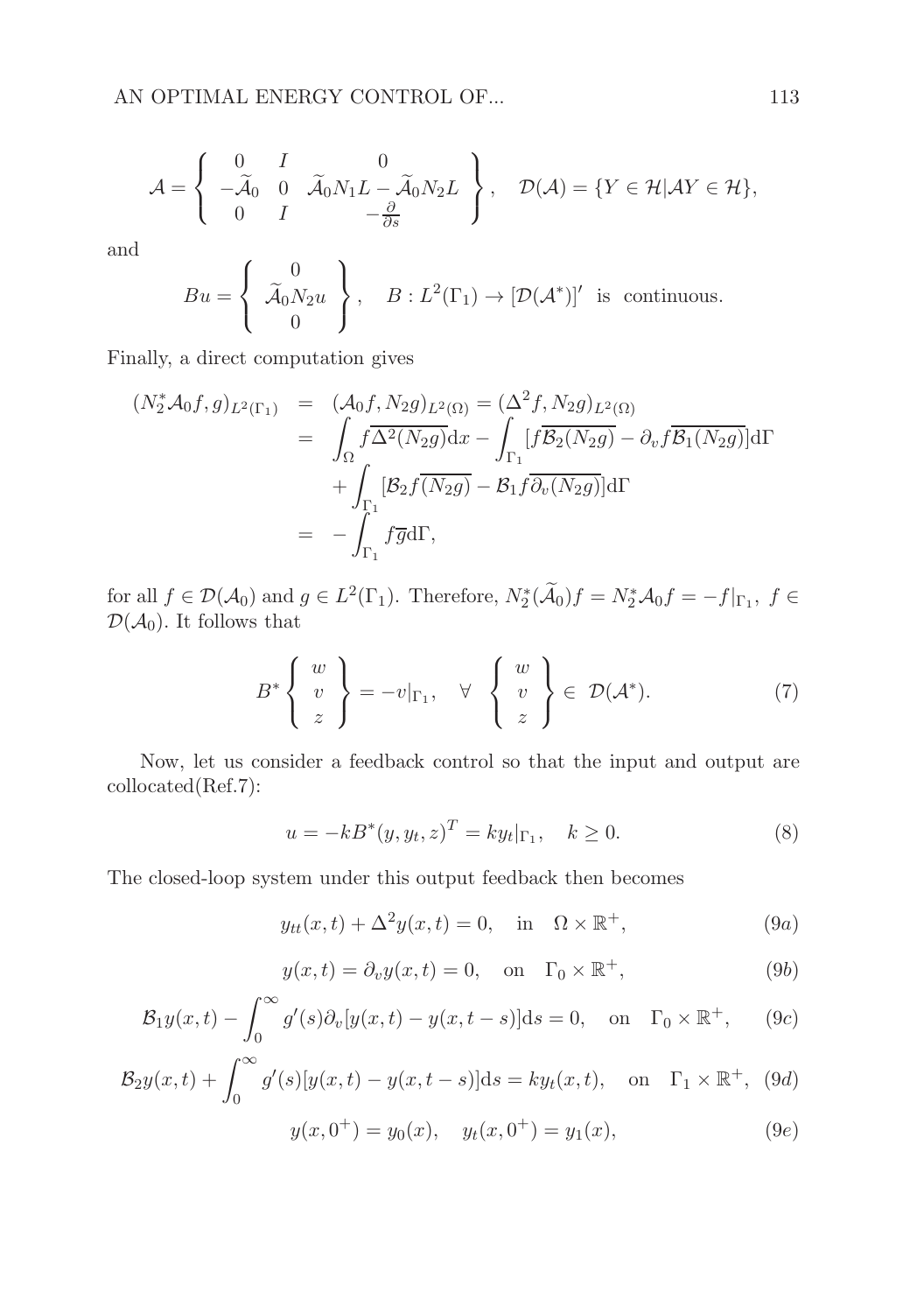$$\mathcal{A} = \left\{ \begin{array}{ccc} 0 & I & 0 \\ -\widetilde{\mathcal{A}}_0 & 0 & \widetilde{\mathcal{A}}_0 N_1 L - \widetilde{\mathcal{A}}_0 N_2 L \\ 0 & I & -\frac{\partial}{\partial s} \end{array} \right\}, \quad \mathcal{D}(\mathcal{A}) = \{Y \in \mathcal{H} | \mathcal{A}Y \in \mathcal{H}\},$$

and

$$Bu = \left\{ \begin{array}{c} 0 \\ \widetilde{\mathcal{A}}_0 N_2 u \\ 0 \end{array} \right\}, \quad B : L^2(\Gamma_1) \to [\mathcal{D}(\mathcal{A}^*)]' \text{ is continuous.}$$

Finally, a direct computation gives

$$\begin{aligned}
(N_2^* \mathcal{A}_0 f, g)_{L^2(\Gamma_1)} &= (\mathcal{A}_0 f, N_2 g)_{L^2(\Omega)} = (\Delta^2 f, N_2 g)_{L^2(\Omega)} \\
&= \int_\Omega f \overline{\Delta^2 (N_2 g)} \mathrm{d}x - \int_{\Gamma_1} [f \overline{\mathcal{B}_2 (N_2 g)} - \partial_v f \overline{\mathcal{B}_1 (N_2 g)}] \mathrm{d}\Gamma \\
&\quad + \int_{\Gamma_1} [\mathcal{B}_2 f \overline{(N_2 g)} - \mathcal{B}_1 f \overline{\partial_v (N_2 g)}] \mathrm{d}\Gamma \\
&= - \int_{\Gamma_1} f \overline{g} \mathrm{d}\Gamma,
\end{aligned}$$

for all $f \in \mathcal{D}(\mathcal{A}_0)$ and $g \in L^2(\Gamma_1)$. Therefore, $N_2^*(\widetilde{\mathcal{A}}_0) f = N_2^* \mathcal{A}_0 f = -f|_{\Gamma_1}, \ f \in \mathcal{D}(\mathcal{A}_0)$. It follows that

$$B^* \left\{ \begin{array}{c} w \\ v \\ z \end{array} \right\} = -v|_{\Gamma_1}, \quad \forall \ \left\{ \begin{array}{c} w \\ v \\ z \end{array} \right\} \in \ \mathcal{D}(\mathcal{A}^*). \tag{7}$$

Now, let us consider a feedback control so that the input and output are collocated(Ref.7):

$$u = -kB^*(y, y_t, z)^T = k y_t|_{\Gamma_1}, \quad k \geq 0. \tag{8}$$

The closed-loop system under this output feedback then becomes

$$y_{tt}(x,t) + \Delta^2 y(x,t) = 0, \quad \text{in} \quad \Omega \times \mathbb{R}^+, \tag{9a}$$

$$y(x,t) = \partial_v y(x,t) = 0, \quad \text{on} \quad \Gamma_0 \times \mathbb{R}^+, \tag{9b}$$

$$\mathcal{B}_1 y(x,t) - \int_0^\infty g'(s) \partial_v [y(x,t) - y(x,t-s)] \mathrm{d}s = 0, \quad \text{on} \quad \Gamma_0 \times \mathbb{R}^+, \tag{9c}$$

$$\mathcal{B}_2 y(x,t) + \int_0^\infty g'(s) [y(x,t) - y(x,t-s)] \mathrm{d}s = k y_t(x,t), \quad \text{on} \quad \Gamma_1 \times \mathbb{R}^+, \tag{9d}$$

$$y(x, 0^+) = y_0(x), \quad y_t(x, 0^+) = y_1(x), \tag{9e}$$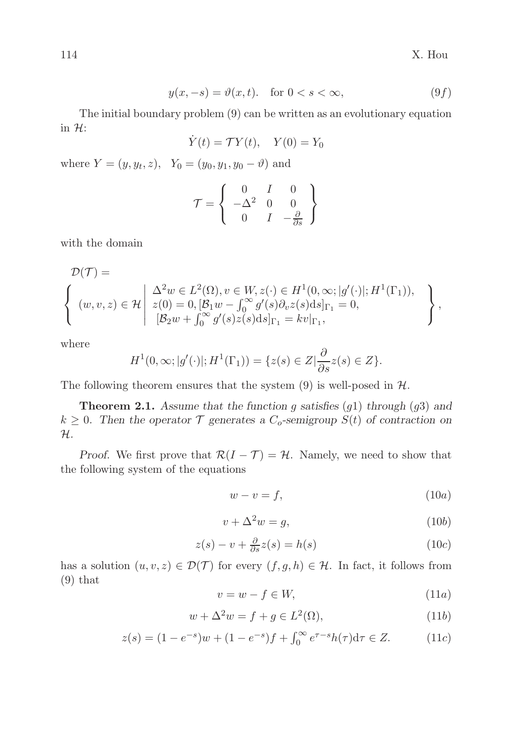$$y(x,-s) = \vartheta(x,t). \quad \text{for } 0 < s < \infty, \tag{9f}$$

The initial boundary problem (9) can be written as an evolutionary equation in $\mathcal{H}$:

$$\dot{Y}(t) = \mathcal{T}Y(t), \quad Y(0) = Y_0$$

where $Y = (y, y_t, z)$, $\quad Y_0 = (y_0, y_1, y_0 - \vartheta)$ and

$$\mathcal{T} = \left\{ \begin{array}{ccc} 0 & I & 0 \\ -\Delta^2 & 0 & 0 \\ 0 & I & -\frac{\partial}{\partial s} \end{array} \right\}$$

with the domain

$$\mathcal{D}(\mathcal{T}) = \left\{ (w,v,z) \in \mathcal{H} \left| \begin{array}{l} \Delta^2 w \in L^2(\Omega), v \in W, z(\cdot) \in H^1(0,\infty; |g'(\cdot)|; H^1(\Gamma_1)), \\ z(0) = 0, [\mathcal{B}_1 w - \int_0^\infty g'(s)\partial_v z(s)\mathrm{d}s]_{\Gamma_1} = 0, \\ [\mathcal{B}_2 w + \int_0^\infty g'(s)z(s)\mathrm{d}s]_{\Gamma_1} = kv|_{\Gamma_1}, \end{array} \right. \right\},$$

where

$$H^1(0,\infty; |g'(\cdot)|; H^1(\Gamma_1)) = \{z(s) \in Z | \frac{\partial}{\partial s} z(s) \in Z\}.$$

The following theorem ensures that the system (9) is well-posed in $\mathcal{H}$.

**Theorem 2.1.** *Assume that the function $g$ satisfies $(g1)$ through $(g3)$ and $k \geq 0$. Then the operator $\mathcal{T}$ generates a $C_o$-semigroup $S(t)$ of contraction on $\mathcal{H}$.*

*Proof.* We first prove that $\mathcal{R}(I - \mathcal{T}) = \mathcal{H}$. Namely, we need to show that the following system of the equations

$$w - v = f, \tag{10a}$$

$$v + \Delta^2 w = g, \tag{10b}$$

$$z(s) - v + \tfrac{\partial}{\partial s} z(s) = h(s) \tag{10c}$$

has a solution $(u, v, z) \in \mathcal{D}(\mathcal{T})$ for every $(f, g, h) \in \mathcal{H}$. In fact, it follows from (9) that

$$v = w - f \in W, \tag{11a}$$

$$w + \Delta^2 w = f + g \in L^2(\Omega), \tag{11b}$$

$$z(s) = (1 - e^{-s})w + (1 - e^{-s})f + \textstyle\int_0^\infty e^{\tau - s} h(\tau)\mathrm{d}\tau \in Z. \tag{11c}$$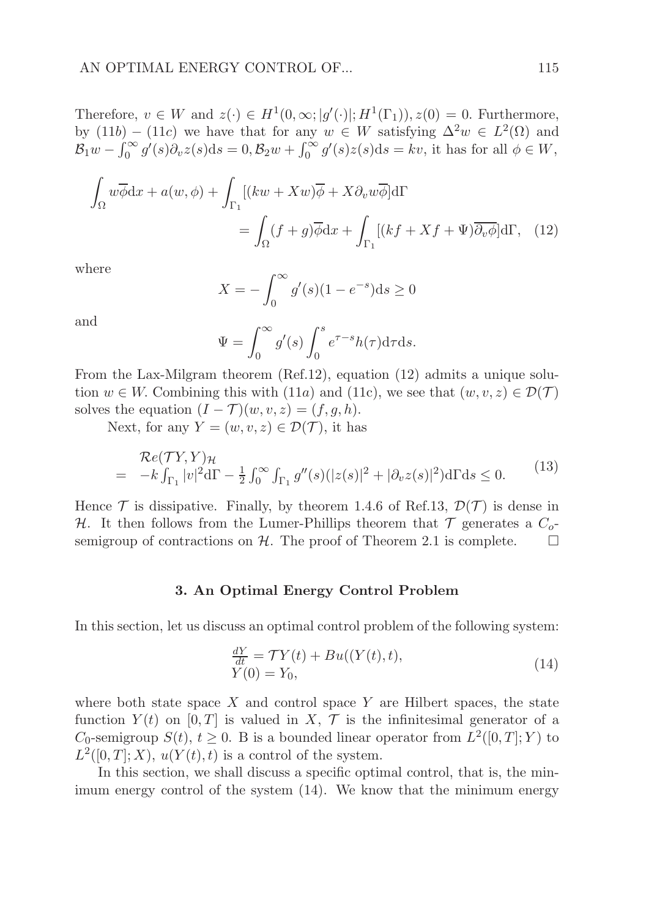Therefore, $v \in W$ and $z(\cdot) \in H^1(0,\infty;|g'(\cdot)|;H^1(\Gamma_1)), z(0) = 0$. Furthermore, by $(11b) - (11c)$ we have that for any $w \in W$ satisfying $\Delta^2 w \in L^2(\Omega)$ and $\mathcal{B}_1 w - \int_0^\infty g'(s)\partial_v z(s)\mathrm{d}s = 0, \mathcal{B}_2 w + \int_0^\infty g'(s)z(s)\mathrm{d}s = kv$, it has for all $\phi \in W$,

$$\int_\Omega w\overline{\phi}\mathrm{d}x + a(w,\phi) + \int_{\Gamma_1}[(kw + Xw)\overline{\phi} + X\partial_v w\overline{\phi}]\mathrm{d}\Gamma$$
$$= \int_\Omega (f+g)\overline{\phi}\mathrm{d}x + \int_{\Gamma_1}[(kf + Xf + \Psi)\overline{\partial_v \phi}]\mathrm{d}\Gamma, \quad (12)$$

where

$$X = -\int_0^\infty g'(s)(1-e^{-s})\mathrm{d}s \geq 0$$

and

$$\Psi = \int_0^\infty g'(s)\int_0^s e^{\tau - s}h(\tau)\mathrm{d}\tau\mathrm{d}s.$$

From the Lax-Milgram theorem (Ref.12), equation (12) admits a unique solution $w \in W$. Combining this with $(11a)$ and (11c), we see that $(w,v,z) \in \mathcal{D}(\mathcal{T})$ solves the equation $(I - \mathcal{T})(w,v,z) = (f,g,h)$.

Next, for any $Y = (w,v,z) \in \mathcal{D}(\mathcal{T})$, it has

$$\begin{aligned} & \mathcal{R}e(\mathcal{T}Y,Y)_{\mathcal{H}} \\ = \; & -k\int_{\Gamma_1}|v|^2\mathrm{d}\Gamma - \tfrac{1}{2}\int_0^\infty\int_{\Gamma_1} g''(s)(|z(s)|^2 + |\partial_v z(s)|^2)\mathrm{d}\Gamma\mathrm{d}s \leq 0. \end{aligned} \quad (13)$$

Hence $\mathcal{T}$ is dissipative. Finally, by theorem 1.4.6 of Ref.13, $\mathcal{D}(\mathcal{T})$ is dense in $\mathcal{H}$. It then follows from the Lumer-Phillips theorem that $\mathcal{T}$ generates a $C_o$-semigroup of contractions on $\mathcal{H}$. The proof of Theorem 2.1 is complete. □

## 3. An Optimal Energy Control Problem

In this section, let us discuss an optimal control problem of the following system:

$$\begin{aligned} &\tfrac{dY}{dt} = \mathcal{T}Y(t) + Bu((Y(t),t), \\ &Y(0) = Y_0, \end{aligned} \quad (14)$$

where both state space $X$ and control space $Y$ are Hilbert spaces, the state function $Y(t)$ on $[0,T]$ is valued in $X$, $\mathcal{T}$ is the infinitesimal generator of a $C_0$-semigroup $S(t)$, $t \geq 0$. B is a bounded linear operator from $L^2([0,T];Y)$ to $L^2([0,T];X)$, $u(Y(t),t)$ is a control of the system.

In this section, we shall discuss a specific optimal control, that is, the minimum energy control of the system (14). We know that the minimum energy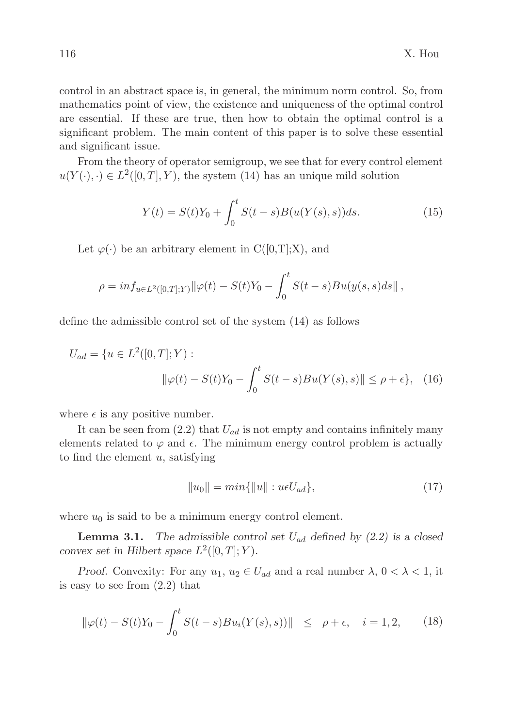control in an abstract space is, in general, the minimum norm control. So, from mathematics point of view, the existence and uniqueness of the optimal control are essential. If these are true, then how to obtain the optimal control is a significant problem. The main content of this paper is to solve these essential and significant issue.

From the theory of operator semigroup, we see that for every control element $u(Y(\cdot),\cdot) \in L^2([0,T],Y)$, the system (14) has an unique mild solution

$$Y(t) = S(t)Y_0 + \int_0^t S(t-s)B(u(Y(s),s))ds. \tag{15}$$

Let $\varphi(\cdot)$ be an arbitrary element in C([0,T];X), and

$$\rho = inf_{u \in L^2([0,T];Y)} \|\varphi(t) - S(t)Y_0 - \int_0^t S(t-s)Bu(y(s,s)ds\|,$$

define the admissible control set of the system (14) as follows

$$U_{ad} = \{u \in L^2([0,T];Y) : \\ \|\varphi(t) - S(t)Y_0 - \int_0^t S(t-s)Bu(Y(s),s)\| \leq \rho + \epsilon\}, \tag{16}$$

where $\epsilon$ is any positive number.

It can be seen from (2.2) that $U_{ad}$ is not empty and contains infinitely many elements related to $\varphi$ and $\epsilon$. The minimum energy control problem is actually to find the element $u$, satisfying

$$\|u_0\| = min\{\|u\| : u \epsilon U_{ad}\}, \tag{17}$$

where $u_0$ is said to be a minimum energy control element.

**Lemma 3.1.** *The admissible control set $U_{ad}$ defined by (2.2) is a closed convex set in Hilbert space $L^2([0,T];Y)$.*

*Proof.* Convexity: For any $u_1$, $u_2 \in U_{ad}$ and a real number $\lambda$, $0 < \lambda < 1$, it is easy to see from (2.2) that

$$\|\varphi(t) - S(t)Y_0 - \int_0^t S(t-s)Bu_i(Y(s),s))\| \quad \leq \quad \rho + \epsilon, \quad i = 1,2, \tag{18}$$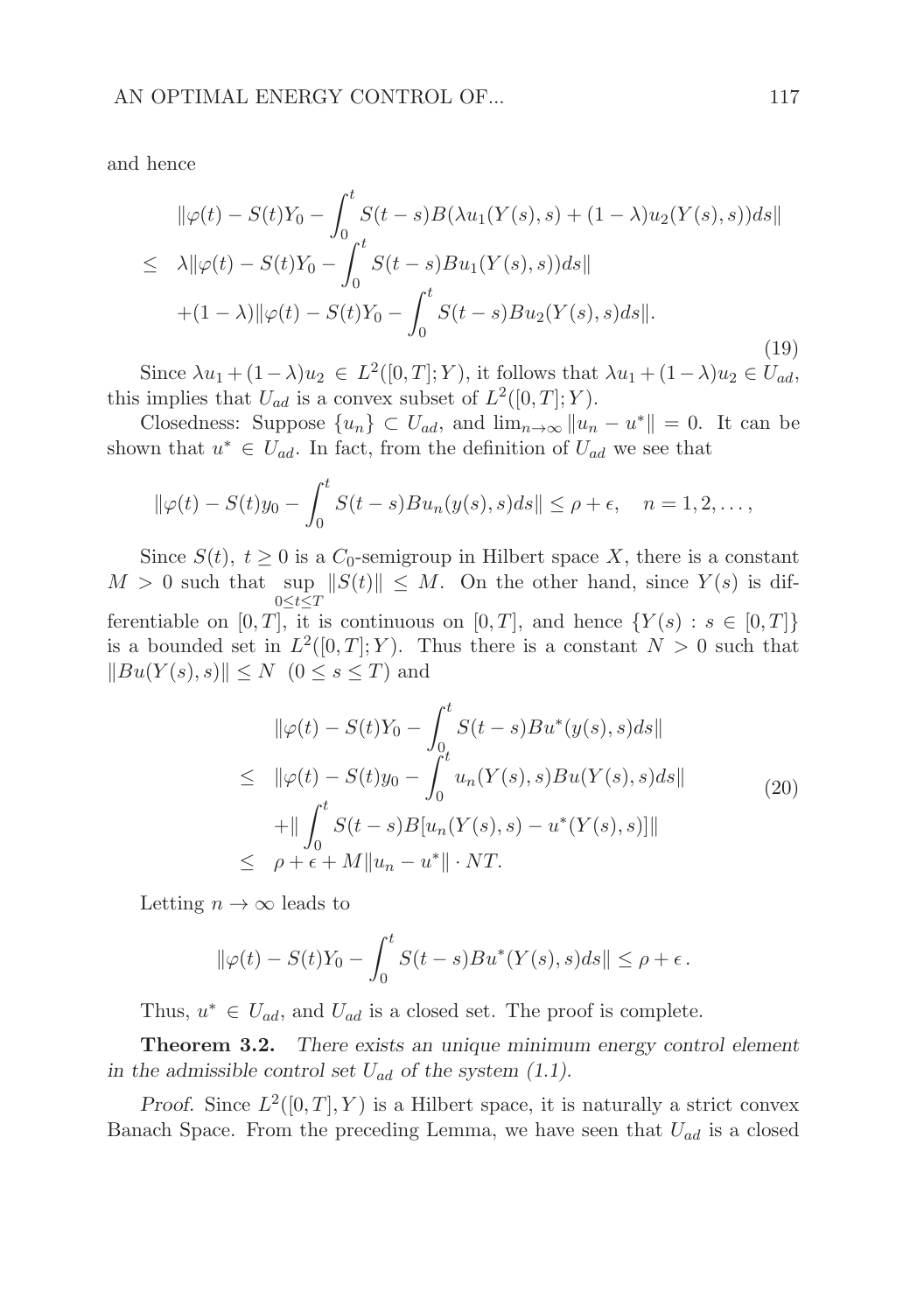and hence

$$
\begin{aligned}
& \|\varphi(t) - S(t)Y_0 - \int_0^t S(t-s)B(\lambda u_1(Y(s),s) + (1-\lambda)u_2(Y(s),s))ds\| \\
\leq\ & \lambda\|\varphi(t) - S(t)Y_0 - \int_0^t S(t-s)Bu_1(Y(s),s))ds\| \\
& +(1-\lambda)\|\varphi(t) - S(t)Y_0 - \int_0^t S(t-s)Bu_2(Y(s),s)ds\|.
\end{aligned}
\tag{19}
$$

Since $\lambda u_1 + (1-\lambda)u_2 \in L^2([0,T];Y)$, it follows that $\lambda u_1 + (1-\lambda)u_2 \in U_{ad}$, this implies that $U_{ad}$ is a convex subset of $L^2([0,T];Y)$.

Closedness: Suppose $\{u_n\} \subset U_{ad}$, and $\lim_{n\to\infty} \|u_n - u^*\| = 0$. It can be shown that $u^* \in U_{ad}$. In fact, from the definition of $U_{ad}$ we see that

$$
\|\varphi(t) - S(t)y_0 - \int_0^t S(t-s)Bu_n(y(s),s)ds\| \leq \rho + \epsilon, \quad n = 1, 2, \ldots,
$$

Since $S(t),\ t \geq 0$ is a $C_0$-semigroup in Hilbert space $X$, there is a constant $M > 0$ such that $\sup_{0\leq t\leq T} \|S(t)\| \leq M$. On the other hand, since $Y(s)$ is differentiable on $[0,T]$, it is continuous on $[0,T]$, and hence $\{Y(s) : s \in [0,T]\}$ is a bounded set in $L^2([0,T];Y)$. Thus there is a constant $N > 0$ such that $\|Bu(Y(s),s)\| \leq N \ \ (0 \leq s \leq T)$ and

$$
\begin{aligned}
& \|\varphi(t) - S(t)Y_0 - \int_0^t S(t-s)Bu^*(y(s),s)ds\| \\
\leq\ & \|\varphi(t) - S(t)y_0 - \int_0^t u_n(Y(s),s)Bu(Y(s),s)ds\| \\
& +\| \int_0^t S(t-s)B[u_n(Y(s),s) - u^*(Y(s),s)]\| \\
\leq\ & \rho + \epsilon + M\|u_n - u^*\| \cdot NT.
\end{aligned}
\tag{20}
$$

Letting $n \to \infty$ leads to

$$
\|\varphi(t) - S(t)Y_0 - \int_0^t S(t-s)Bu^*(Y(s),s)ds\| \leq \rho + \epsilon\,.
$$

Thus, $u^* \in U_{ad}$, and $U_{ad}$ is a closed set. The proof is complete.

**Theorem 3.2.** *There exists an unique minimum energy control element in the admissible control set $U_{ad}$ of the system (1.1).*

*Proof.* Since $L^2([0,T],Y)$ is a Hilbert space, it is naturally a strict convex Banach Space. From the preceding Lemma, we have seen that $U_{ad}$ is a closed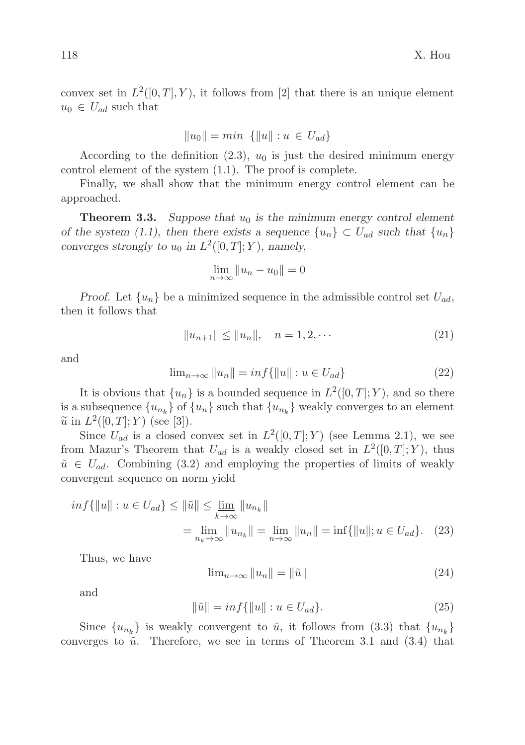convex set in $L^2([0,T],Y)$, it follows from [2] that there is an unique element $u_0 \in U_{ad}$ such that

$$\|u_0\| = min \ \{\|u\| : u \in U_{ad}\}$$

According to the definition (2.3), $u_0$ is just the desired minimum energy control element of the system (1.1). The proof is complete.

Finally, we shall show that the minimum energy control element can be approached.

**Theorem 3.3.** *Suppose that $u_0$ is the minimum energy control element of the system (1.1), then there exists a sequence $\{u_n\} \subset U_{ad}$ such that $\{u_n\}$ converges strongly to $u_0$ in $L^2([0,T];Y)$, namely,*

$$\lim_{n\to\infty} \|u_n - u_0\| = 0$$

*Proof.* Let $\{u_n\}$ be a minimized sequence in the admissible control set $U_{ad}$, then it follows that

$$\|u_{n+1}\| \leq \|u_n\|, \quad n = 1, 2, \cdots \tag{21}$$

and

$$\lim_{n\to\infty} \|u_n\| = inf\{\|u\| : u \in U_{ad}\} \tag{22}$$

It is obvious that $\{u_n\}$ is a bounded sequence in $L^2([0,T];Y)$, and so there is a subsequence $\{u_{n_k}\}$ of $\{u_n\}$ such that $\{u_{n_k}\}$ weakly converges to an element $\widetilde{u}$ in $L^2([0,T];Y)$ (see [3]).

Since $U_{ad}$ is a closed convex set in $L^2([0,T];Y)$ (see Lemma 2.1), we see from Mazur's Theorem that $U_{ad}$ is a weakly closed set in $L^2([0,T];Y)$, thus $\tilde{u} \in U_{ad}$. Combining (3.2) and employing the properties of limits of weakly convergent sequence on norm yield

$$\begin{aligned} inf\{\|u\| : u \in U_{ad}\} &\leq \|\tilde{u}\| \leq \varliminf_{k\to\infty} \|u_{n_k}\| \\ &= \lim_{n_k\to\infty} \|u_{n_k}\| = \lim_{n\to\infty} \|u_n\| = \inf\{\|u\|; u \in U_{ad}\}. \end{aligned} \tag{23}$$

Thus, we have

$$\lim_{n\to\infty} \|u_n\| = \|\tilde{u}\| \tag{24}$$

and

$$\|\tilde{u}\| = inf\{\|u\| : u \in U_{ad}\}. \tag{25}$$

Since $\{u_{n_k}\}$ is weakly convergent to $\tilde{u}$, it follows from (3.3) that $\{u_{n_k}\}$ converges to $\tilde{u}$. Therefore, we see in terms of Theorem 3.1 and (3.4) that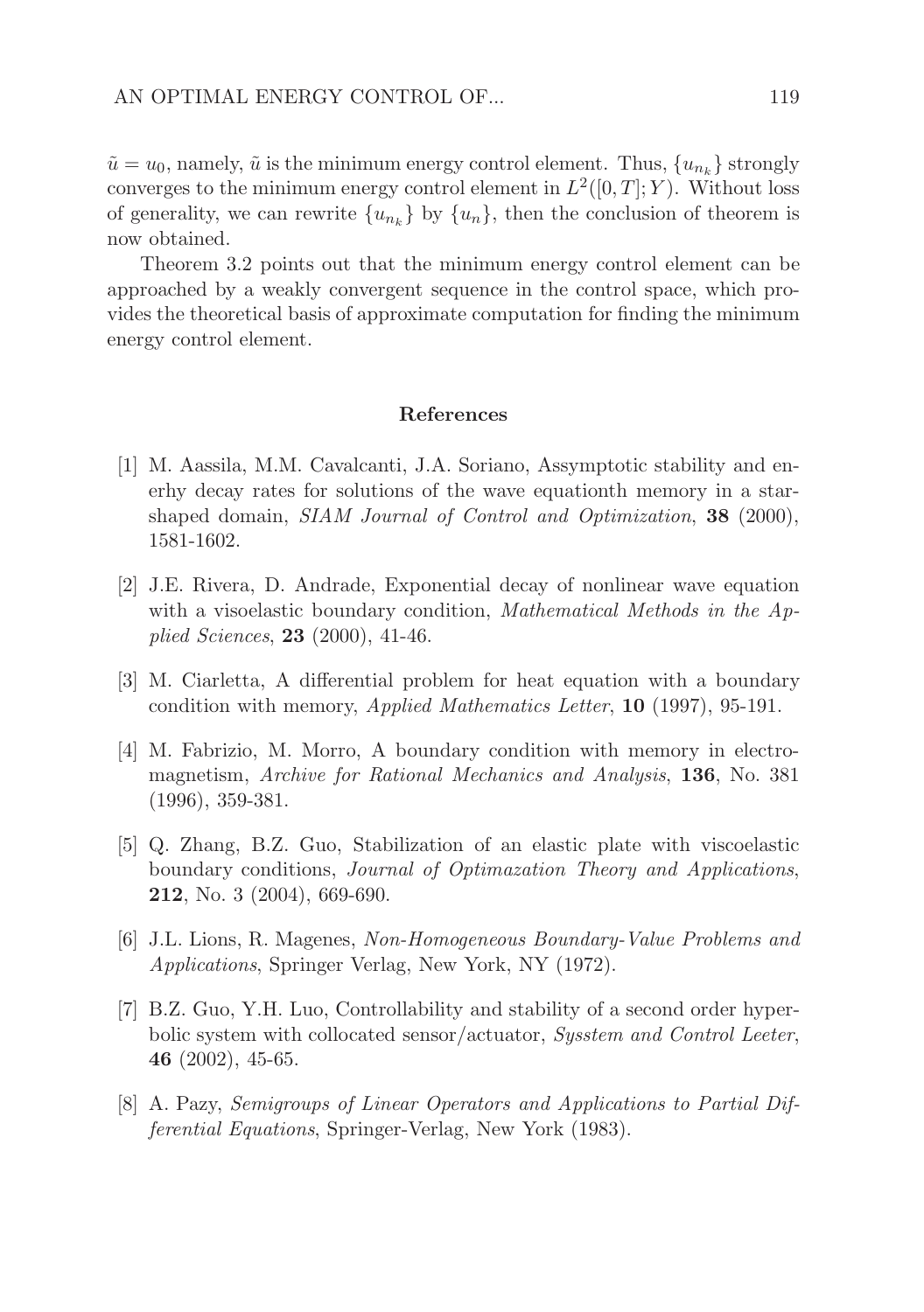$\tilde{u} = u_0$, namely, $\tilde{u}$ is the minimum energy control element. Thus, $\{u_{n_k}\}$ strongly converges to the minimum energy control element in $L^2([0,T];Y)$. Without loss of generality, we can rewrite $\{u_{n_k}\}$ by $\{u_n\}$, then the conclusion of theorem is now obtained.

Theorem 3.2 points out that the minimum energy control element can be approached by a weakly convergent sequence in the control space, which provides the theoretical basis of approximate computation for finding the minimum energy control element.

## References

[1] M. Aassila, M.M. Cavalcanti, J.A. Soriano, Assymptotic stability and enerhy decay rates for solutions of the wave equationth memory in a star-shaped domain, *SIAM Journal of Control and Optimization*, **38** (2000), 1581-1602.

[2] J.E. Rivera, D. Andrade, Exponential decay of nonlinear wave equation with a visoelastic boundary condition, *Mathematical Methods in the Applied Sciences*, **23** (2000), 41-46.

[3] M. Ciarletta, A differential problem for heat equation with a boundary condition with memory, *Applied Mathematics Letter*, **10** (1997), 95-191.

[4] M. Fabrizio, M. Morro, A boundary condition with memory in electromagnetism, *Archive for Rational Mechanics and Analysis*, **136**, No. 381 (1996), 359-381.

[5] Q. Zhang, B.Z. Guo, Stabilization of an elastic plate with viscoelastic boundary conditions, *Journal of Optimazation Theory and Applications*, **212**, No. 3 (2004), 669-690.

[6] J.L. Lions, R. Magenes, *Non-Homogeneous Boundary-Value Problems and Applications*, Springer Verlag, New York, NY (1972).

[7] B.Z. Guo, Y.H. Luo, Controllability and stability of a second order hyperbolic system with collocated sensor/actuator, *Sysstem and Control Leeter*, **46** (2002), 45-65.

[8] A. Pazy, *Semigroups of Linear Operators and Applications to Partial Differential Equations*, Springer-Verlag, New York (1983).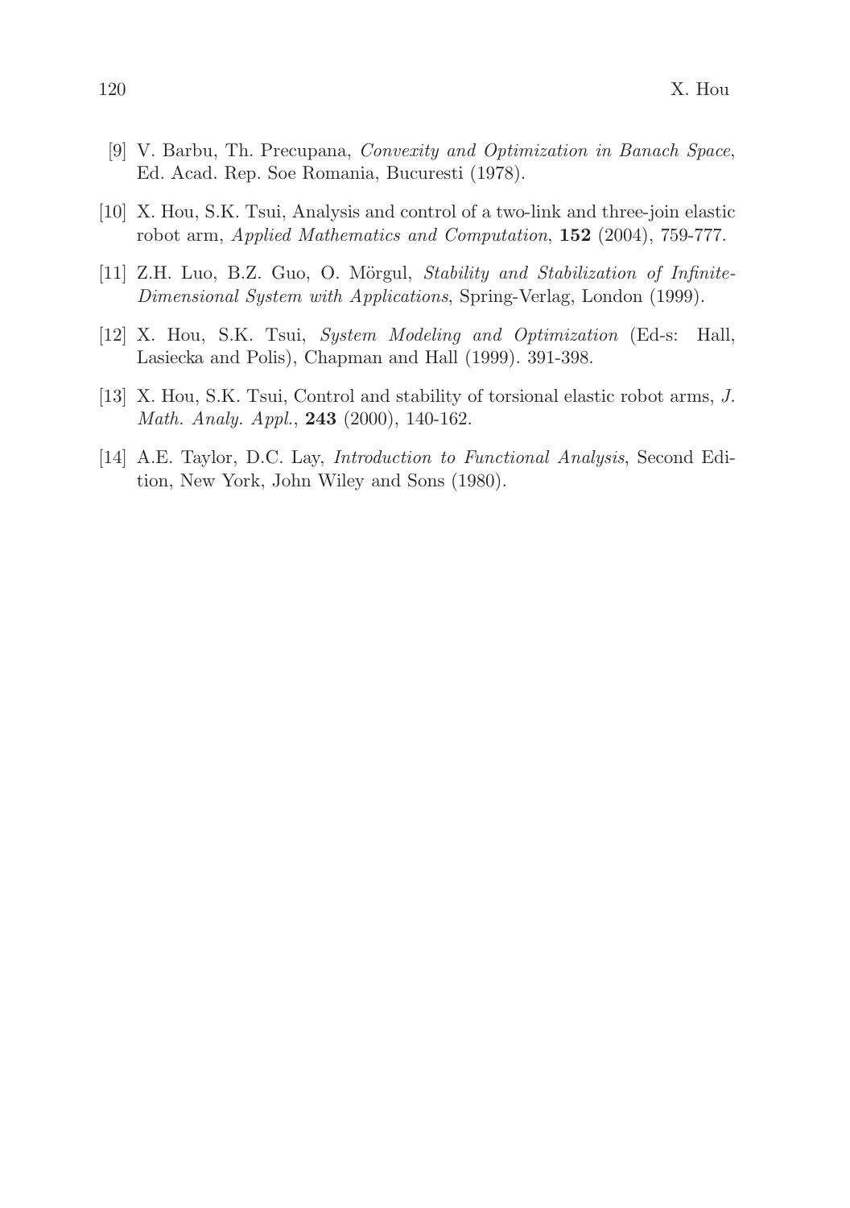[9] V. Barbu, Th. Precupana, *Convexity and Optimization in Banach Space*, Ed. Acad. Rep. Soe Romania, Bucuresti (1978).

[10] X. Hou, S.K. Tsui, Analysis and control of a two-link and three-join elastic robot arm, *Applied Mathematics and Computation*, **152** (2004), 759-777.

[11] Z.H. Luo, B.Z. Guo, O. Mörgul, *Stability and Stabilization of Infinite-Dimensional System with Applications*, Spring-Verlag, London (1999).

[12] X. Hou, S.K. Tsui, *System Modeling and Optimization* (Ed-s: Hall, Lasiecka and Polis), Chapman and Hall (1999). 391-398.

[13] X. Hou, S.K. Tsui, Control and stability of torsional elastic robot arms, *J. Math. Analy. Appl.*, **243** (2000), 140-162.

[14] A.E. Taylor, D.C. Lay, *Introduction to Functional Analysis*, Second Edition, New York, John Wiley and Sons (1980).